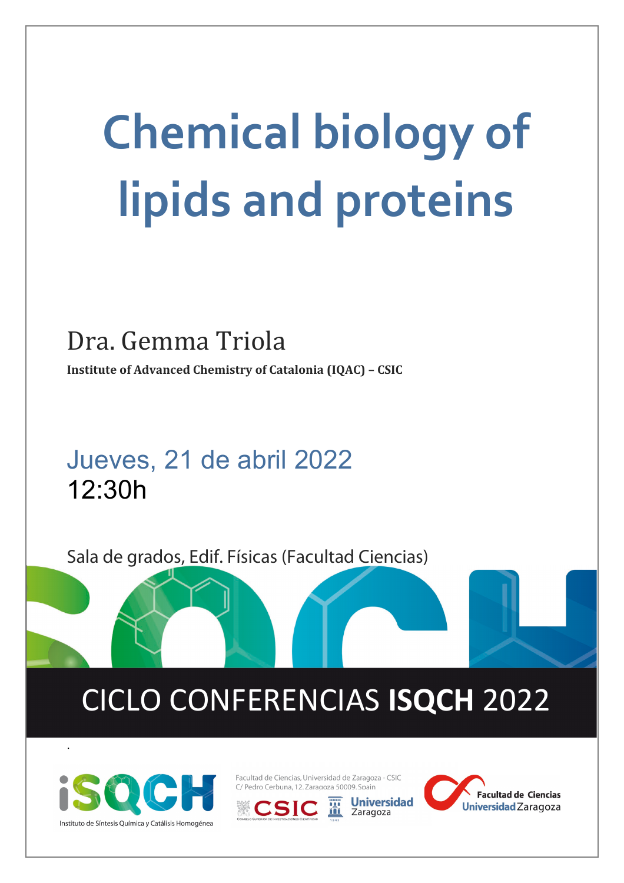# Chemical biology of lipids and proteins

Dra. Gemma Triola

**Institute of Advanced Chemistry of Catalonia (IQAC) – CSIC**

Jueves, 21 de abril 2022

12:30h

Sala de grados, Edif. Físicas (Facultad Ciencias)

## CICLO CONFERENCIAS **ISQCH** 2022

iSQCH

Instituto de Síntesis Química y Catálisis Homogénea

Facultad de Ciencias, Universidad de Zaragoza - CSIC
C/ Pedro Cerbuna, 12. Zaragoza 50009. Spain

CSIC

Universidad Zaragoza

Facultad de Ciencias Universidad Zaragoza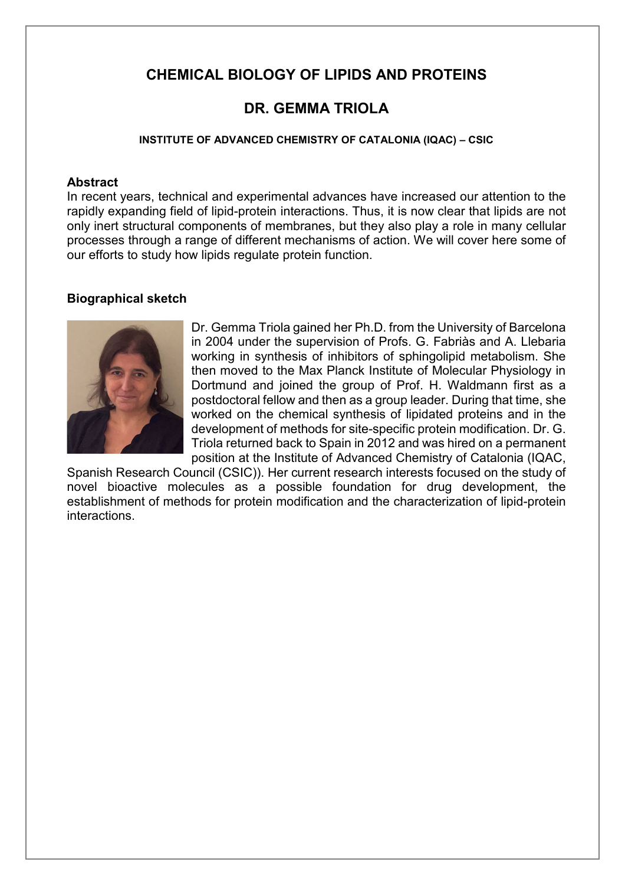# CHEMICAL BIOLOGY OF LIPIDS AND PROTEINS

## DR. GEMMA TRIOLA

#### INSTITUTE OF ADVANCED CHEMISTRY OF CATALONIA (IQAC) – CSIC

**Abstract**

In recent years, technical and experimental advances have increased our attention to the rapidly expanding field of lipid-protein interactions. Thus, it is now clear that lipids are not only inert structural components of membranes, but they also play a role in many cellular processes through a range of different mechanisms of action. We will cover here some of our efforts to study how lipids regulate protein function.

**Biographical sketch**

Dr. Gemma Triola gained her Ph.D. from the University of Barcelona in 2004 under the supervision of Profs. G. Fabriàs and A. Llebaria working in synthesis of inhibitors of sphingolipid metabolism. She then moved to the Max Planck Institute of Molecular Physiology in Dortmund and joined the group of Prof. H. Waldmann first as a postdoctoral fellow and then as a group leader. During that time, she worked on the chemical synthesis of lipidated proteins and in the development of methods for site-specific protein modification. Dr. G. Triola returned back to Spain in 2012 and was hired on a permanent position at the Institute of Advanced Chemistry of Catalonia (IQAC, Spanish Research Council (CSIC)). Her current research interests focused on the study of novel bioactive molecules as a possible foundation for drug development, the establishment of methods for protein modification and the characterization of lipid-protein interactions.